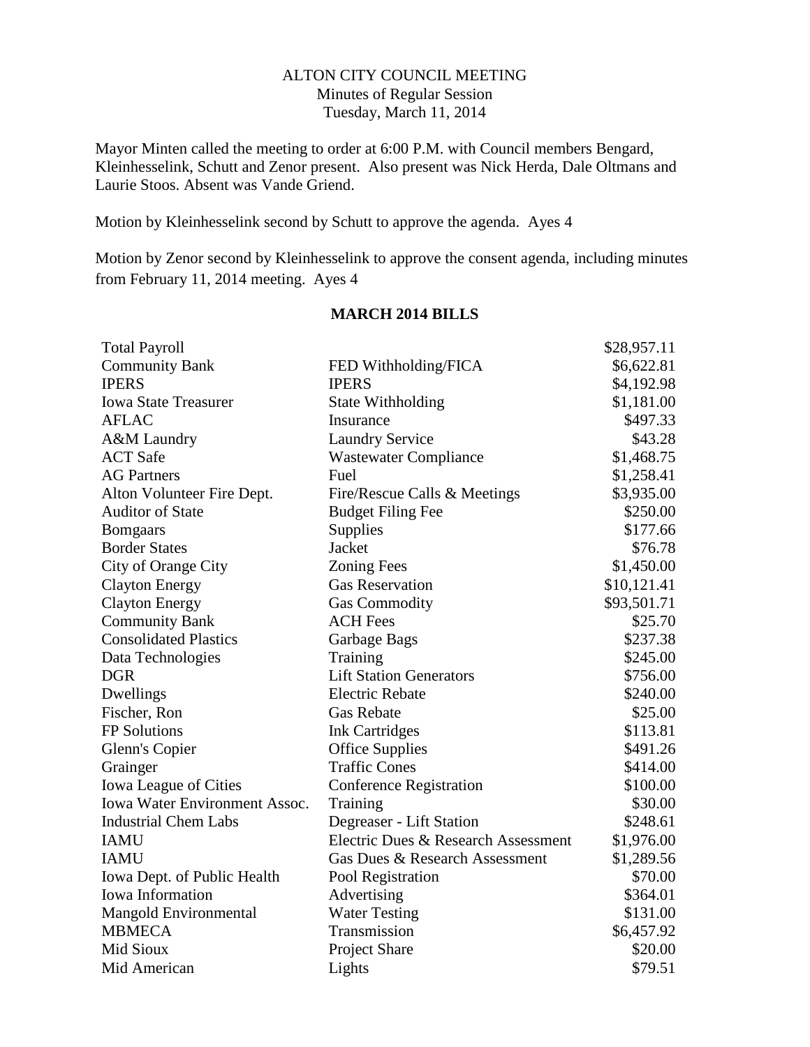ALTON CITY COUNCIL MEETING
Minutes of Regular Session
Tuesday, March 11, 2014

Mayor Minten called the meeting to order at 6:00 P.M. with Council members Bengard, Kleinhesselink, Schutt and Zenor present. Also present was Nick Herda, Dale Oltmans and Laurie Stoos. Absent was Vande Griend.

Motion by Kleinhesselink second by Schutt to approve the agenda. Ayes 4

Motion by Zenor second by Kleinhesselink to approve the consent agenda, including minutes from February 11, 2014 meeting. Ayes 4

## MARCH 2014 BILLS

| | | |
|---|---|---|
| Total Payroll | | $28,957.11 |
| Community Bank | FED Withholding/FICA | $6,622.81 |
| IPERS | IPERS | $4,192.98 |
| Iowa State Treasurer | State Withholding | $1,181.00 |
| AFLAC | Insurance | $497.33 |
| A&M Laundry | Laundry Service | $43.28 |
| ACT Safe | Wastewater Compliance | $1,468.75 |
| AG Partners | Fuel | $1,258.41 |
| Alton Volunteer Fire Dept. | Fire/Rescue Calls & Meetings | $3,935.00 |
| Auditor of State | Budget Filing Fee | $250.00 |
| Bomgaars | Supplies | $177.66 |
| Border States | Jacket | $76.78 |
| City of Orange City | Zoning Fees | $1,450.00 |
| Clayton Energy | Gas Reservation | $10,121.41 |
| Clayton Energy | Gas Commodity | $93,501.71 |
| Community Bank | ACH Fees | $25.70 |
| Consolidated Plastics | Garbage Bags | $237.38 |
| Data Technologies | Training | $245.00 |
| DGR | Lift Station Generators | $756.00 |
| Dwellings | Electric Rebate | $240.00 |
| Fischer, Ron | Gas Rebate | $25.00 |
| FP Solutions | Ink Cartridges | $113.81 |
| Glenn's Copier | Office Supplies | $491.26 |
| Grainger | Traffic Cones | $414.00 |
| Iowa League of Cities | Conference Registration | $100.00 |
| Iowa Water Environment Assoc. | Training | $30.00 |
| Industrial Chem Labs | Degreaser - Lift Station | $248.61 |
| IAMU | Electric Dues & Research Assessment | $1,976.00 |
| IAMU | Gas Dues & Research Assessment | $1,289.56 |
| Iowa Dept. of Public Health | Pool Registration | $70.00 |
| Iowa Information | Advertising | $364.01 |
| Mangold Environmental | Water Testing | $131.00 |
| MBMECA | Transmission | $6,457.92 |
| Mid Sioux | Project Share | $20.00 |
| Mid American | Lights | $79.51 |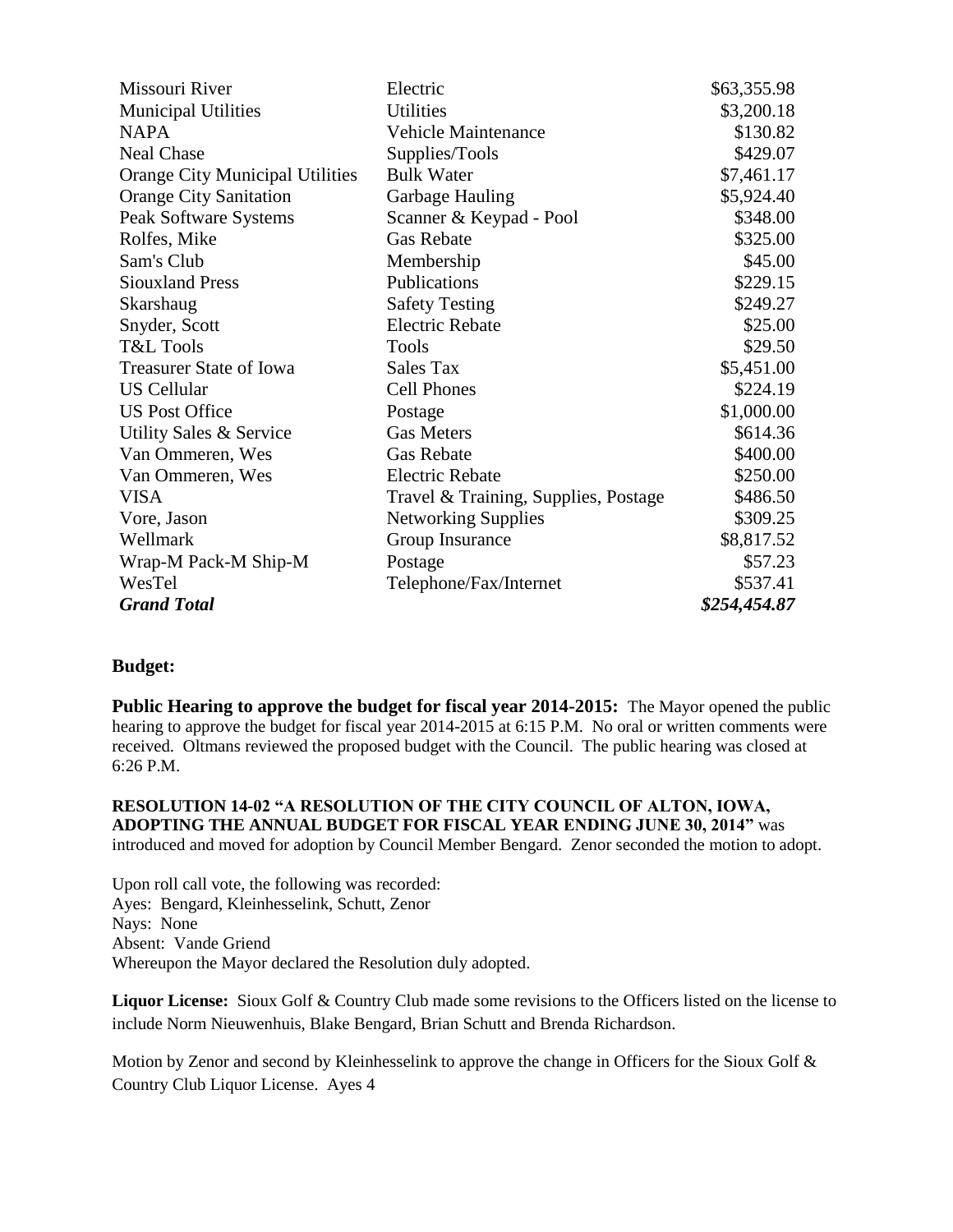| | | |
|---|---|---|
| Missouri River | Electric | $63,355.98 |
| Municipal Utilities | Utilities | $3,200.18 |
| NAPA | Vehicle Maintenance | $130.82 |
| Neal Chase | Supplies/Tools | $429.07 |
| Orange City Municipal Utilities | Bulk Water | $7,461.17 |
| Orange City Sanitation | Garbage Hauling | $5,924.40 |
| Peak Software Systems | Scanner & Keypad - Pool | $348.00 |
| Rolfes, Mike | Gas Rebate | $325.00 |
| Sam's Club | Membership | $45.00 |
| Siouxland Press | Publications | $229.15 |
| Skarshaug | Safety Testing | $249.27 |
| Snyder, Scott | Electric Rebate | $25.00 |
| T&L Tools | Tools | $29.50 |
| Treasurer State of Iowa | Sales Tax | $5,451.00 |
| US Cellular | Cell Phones | $224.19 |
| US Post Office | Postage | $1,000.00 |
| Utility Sales & Service | Gas Meters | $614.36 |
| Van Ommeren, Wes | Gas Rebate | $400.00 |
| Van Ommeren, Wes | Electric Rebate | $250.00 |
| VISA | Travel & Training, Supplies, Postage | $486.50 |
| Vore, Jason | Networking Supplies | $309.25 |
| Wellmark | Group Insurance | $8,817.52 |
| Wrap-M Pack-M Ship-M | Postage | $57.23 |
| WesTel | Telephone/Fax/Internet | $537.41 |
| ***Grand Total*** | | ***$254,454.87*** |

**Budget:**

**Public Hearing to approve the budget for fiscal year 2014-2015:** The Mayor opened the public hearing to approve the budget for fiscal year 2014-2015 at 6:15 P.M. No oral or written comments were received. Oltmans reviewed the proposed budget with the Council. The public hearing was closed at 6:26 P.M.

**RESOLUTION 14-02 "A RESOLUTION OF THE CITY COUNCIL OF ALTON, IOWA, ADOPTING THE ANNUAL BUDGET FOR FISCAL YEAR ENDING JUNE 30, 2014"** was introduced and moved for adoption by Council Member Bengard. Zenor seconded the motion to adopt.

Upon roll call vote, the following was recorded:
Ayes: Bengard, Kleinhesselink, Schutt, Zenor
Nays: None
Absent: Vande Griend
Whereupon the Mayor declared the Resolution duly adopted.

**Liquor License:** Sioux Golf & Country Club made some revisions to the Officers listed on the license to include Norm Nieuwenhuis, Blake Bengard, Brian Schutt and Brenda Richardson.

Motion by Zenor and second by Kleinhesselink to approve the change in Officers for the Sioux Golf & Country Club Liquor License. Ayes 4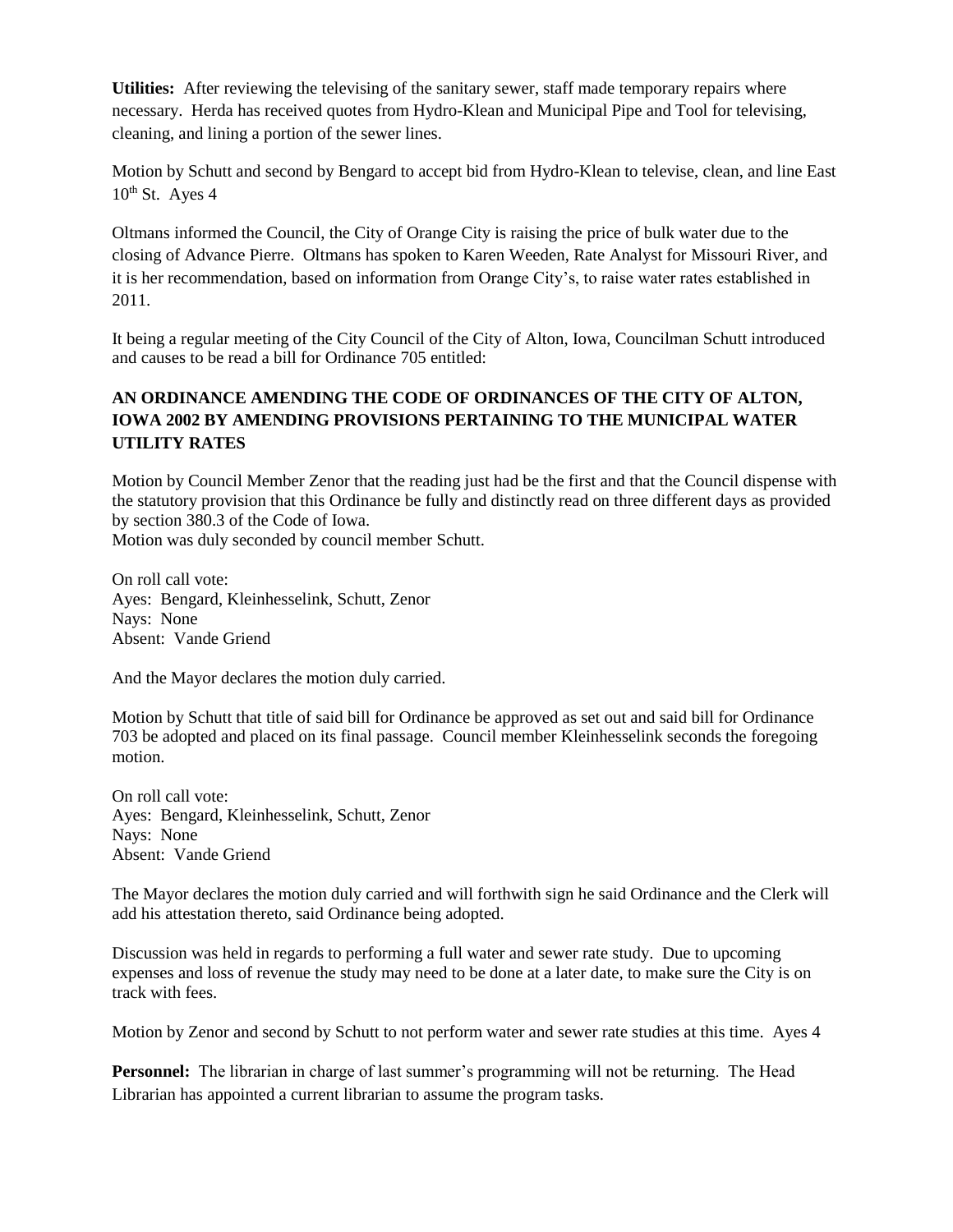**Utilities:** After reviewing the televising of the sanitary sewer, staff made temporary repairs where necessary. Herda has received quotes from Hydro-Klean and Municipal Pipe and Tool for televising, cleaning, and lining a portion of the sewer lines.

Motion by Schutt and second by Bengard to accept bid from Hydro-Klean to televise, clean, and line East 10th St. Ayes 4

Oltmans informed the Council, the City of Orange City is raising the price of bulk water due to the closing of Advance Pierre. Oltmans has spoken to Karen Weeden, Rate Analyst for Missouri River, and it is her recommendation, based on information from Orange City's, to raise water rates established in 2011.

It being a regular meeting of the City Council of the City of Alton, Iowa, Councilman Schutt introduced and causes to be read a bill for Ordinance 705 entitled:

**AN ORDINANCE AMENDING THE CODE OF ORDINANCES OF THE CITY OF ALTON, IOWA 2002 BY AMENDING PROVISIONS PERTAINING TO THE MUNICIPAL WATER UTILITY RATES**

Motion by Council Member Zenor that the reading just had be the first and that the Council dispense with the statutory provision that this Ordinance be fully and distinctly read on three different days as provided by section 380.3 of the Code of Iowa.
Motion was duly seconded by council member Schutt.

On roll call vote:
Ayes: Bengard, Kleinhesselink, Schutt, Zenor
Nays: None
Absent: Vande Griend

And the Mayor declares the motion duly carried.

Motion by Schutt that title of said bill for Ordinance be approved as set out and said bill for Ordinance 703 be adopted and placed on its final passage. Council member Kleinhesselink seconds the foregoing motion.

On roll call vote:
Ayes: Bengard, Kleinhesselink, Schutt, Zenor
Nays: None
Absent: Vande Griend

The Mayor declares the motion duly carried and will forthwith sign he said Ordinance and the Clerk will add his attestation thereto, said Ordinance being adopted.

Discussion was held in regards to performing a full water and sewer rate study. Due to upcoming expenses and loss of revenue the study may need to be done at a later date, to make sure the City is on track with fees.

Motion by Zenor and second by Schutt to not perform water and sewer rate studies at this time. Ayes 4

**Personnel:** The librarian in charge of last summer's programming will not be returning. The Head Librarian has appointed a current librarian to assume the program tasks.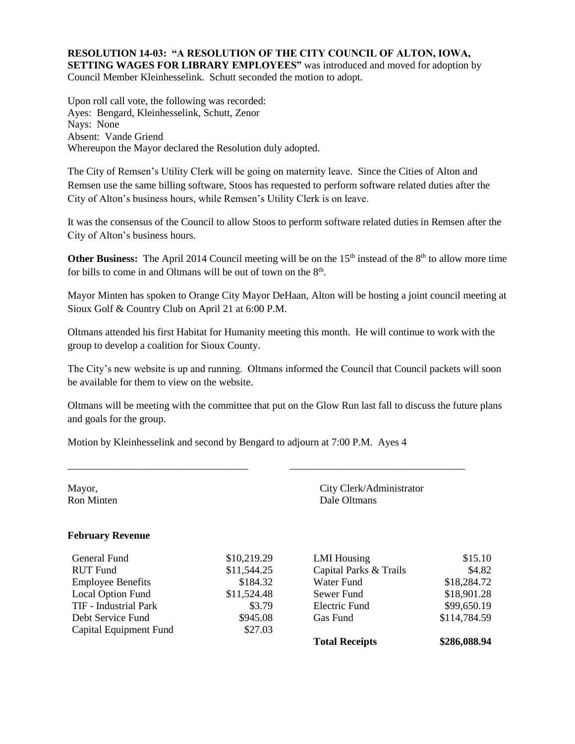**RESOLUTION 14-03: "A RESOLUTION OF THE CITY COUNCIL OF ALTON, IOWA, SETTING WAGES FOR LIBRARY EMPLOYEES"** was introduced and moved for adoption by Council Member Kleinhesselink. Schutt seconded the motion to adopt.

Upon roll call vote, the following was recorded:
Ayes: Bengard, Kleinhesselink, Schutt, Zenor
Nays: None
Absent: Vande Griend
Whereupon the Mayor declared the Resolution duly adopted.

The City of Remsen's Utility Clerk will be going on maternity leave. Since the Cities of Alton and Remsen use the same billing software, Stoos has requested to perform software related duties after the City of Alton's business hours, while Remsen's Utility Clerk is on leave.

It was the consensus of the Council to allow Stoos to perform software related duties in Remsen after the City of Alton's business hours.

**Other Business:** The April 2014 Council meeting will be on the 15th instead of the 8th to allow more time for bills to come in and Oltmans will be out of town on the 8th.

Mayor Minten has spoken to Orange City Mayor DeHaan, Alton will be hosting a joint council meeting at Sioux Golf & Country Club on April 21 at 6:00 P.M.

Oltmans attended his first Habitat for Humanity meeting this month. He will continue to work with the group to develop a coalition for Sioux County.

The City's new website is up and running. Oltmans informed the Council that Council packets will soon be available for them to view on the website.

Oltmans will be meeting with the committee that put on the Glow Run last fall to discuss the future plans and goals for the group.

Motion by Kleinhesselink and second by Bengard to adjourn at 7:00 P.M. Ayes 4

\_\_\_\_\_\_\_\_\_\_\_\_\_\_\_\_\_\_\_\_\_\_\_\_\_\_\_\_\_\_\_\_\_\_\_ \_\_\_\_\_\_\_\_\_\_\_\_\_\_\_\_\_\_\_\_\_\_\_\_\_\_\_\_\_\_\_\_\_\_\_

Mayor, Ron Minten

City Clerk/Administrator Dale Oltmans

**February Revenue**

| | | | |
|---|---|---|---|
| General Fund | $10,219.29 | LMI Housing | $15.10 |
| RUT Fund | $11,544.25 | Capital Parks & Trails | $4.82 |
| Employee Benefits | $184.32 | Water Fund | $18,284.72 |
| Local Option Fund | $11,524.48 | Sewer Fund | $18,901.28 |
| TIF - Industrial Park | $3.79 | Electric Fund | $99,650.19 |
| Debt Service Fund | $945.08 | Gas Fund | $114,784.59 |
| Capital Equipment Fund | $27.03 | | |
| | | **Total Receipts** | **$286,088.94** |